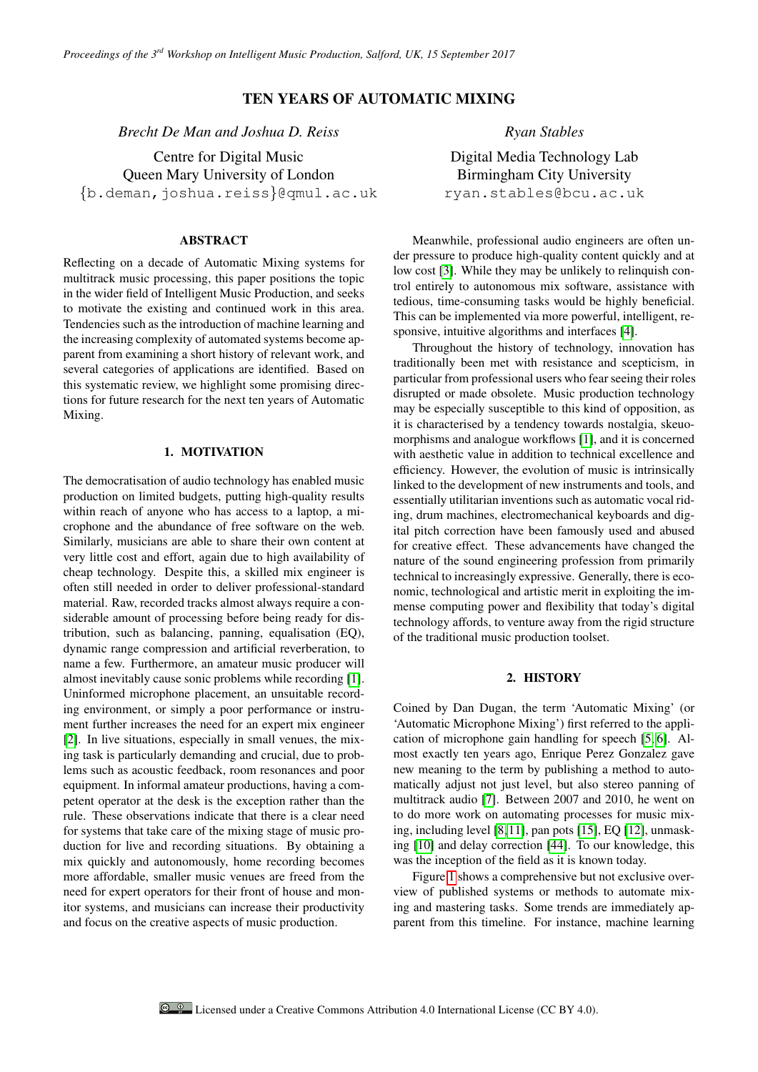# TEN YEARS OF AUTOMATIC MIXING

*Brecht De Man and Joshua D. Reiss*

Centre for Digital Music
Queen Mary University of London
{b.deman,joshua.reiss}@qmul.ac.uk

*Ryan Stables*

Digital Media Technology Lab
Birmingham City University
ryan.stables@bcu.ac.uk

## ABSTRACT

Reflecting on a decade of Automatic Mixing systems for multitrack music processing, this paper positions the topic in the wider field of Intelligent Music Production, and seeks to motivate the existing and continued work in this area. Tendencies such as the introduction of machine learning and the increasing complexity of automated systems become apparent from examining a short history of relevant work, and several categories of applications are identified. Based on this systematic review, we highlight some promising directions for future research for the next ten years of Automatic Mixing.

## 1. MOTIVATION

The democratisation of audio technology has enabled music production on limited budgets, putting high-quality results within reach of anyone who has access to a laptop, a microphone and the abundance of free software on the web. Similarly, musicians are able to share their own content at very little cost and effort, again due to high availability of cheap technology. Despite this, a skilled mix engineer is often still needed in order to deliver professional-standard material. Raw, recorded tracks almost always require a considerable amount of processing before being ready for distribution, such as balancing, panning, equalisation (EQ), dynamic range compression and artificial reverberation, to name a few. Furthermore, an amateur music producer will almost inevitably cause sonic problems while recording [1]. Uninformed microphone placement, an unsuitable recording environment, or simply a poor performance or instrument further increases the need for an expert mix engineer [2]. In live situations, especially in small venues, the mixing task is particularly demanding and crucial, due to problems such as acoustic feedback, room resonances and poor equipment. In informal amateur productions, having a competent operator at the desk is the exception rather than the rule. These observations indicate that there is a clear need for systems that take care of the mixing stage of music production for live and recording situations. By obtaining a mix quickly and autonomously, home recording becomes more affordable, smaller music venues are freed from the need for expert operators for their front of house and monitor systems, and musicians can increase their productivity and focus on the creative aspects of music production.

Meanwhile, professional audio engineers are often under pressure to produce high-quality content quickly and at low cost [3]. While they may be unlikely to relinquish control entirely to autonomous mix software, assistance with tedious, time-consuming tasks would be highly beneficial. This can be implemented via more powerful, intelligent, responsive, intuitive algorithms and interfaces [4].

Throughout the history of technology, innovation has traditionally been met with resistance and scepticism, in particular from professional users who fear seeing their roles disrupted or made obsolete. Music production technology may be especially susceptible to this kind of opposition, as it is characterised by a tendency towards nostalgia, skeuomorphisms and analogue workflows [1], and it is concerned with aesthetic value in addition to technical excellence and efficiency. However, the evolution of music is intrinsically linked to the development of new instruments and tools, and essentially utilitarian inventions such as automatic vocal riding, drum machines, electromechanical keyboards and digital pitch correction have been famously used and abused for creative effect. These advancements have changed the nature of the sound engineering profession from primarily technical to increasingly expressive. Generally, there is economic, technological and artistic merit in exploiting the immense computing power and flexibility that today's digital technology affords, to venture away from the rigid structure of the traditional music production toolset.

## 2. HISTORY

Coined by Dan Dugan, the term 'Automatic Mixing' (or 'Automatic Microphone Mixing') first referred to the application of microphone gain handling for speech [5, 6]. Almost exactly ten years ago, Enrique Perez Gonzalez gave new meaning to the term by publishing a method to automatically adjust not just level, but also stereo panning of multitrack audio [7]. Between 2007 and 2010, he went on to do more work on automating processes for music mixing, including level [8, 11], pan pots [15], EQ [12], unmasking [10] and delay correction [44]. To our knowledge, this was the inception of the field as it is known today.

Figure 1 shows a comprehensive but not exclusive overview of published systems or methods to automate mixing and mastering tasks. Some trends are immediately apparent from this timeline. For instance, machine learning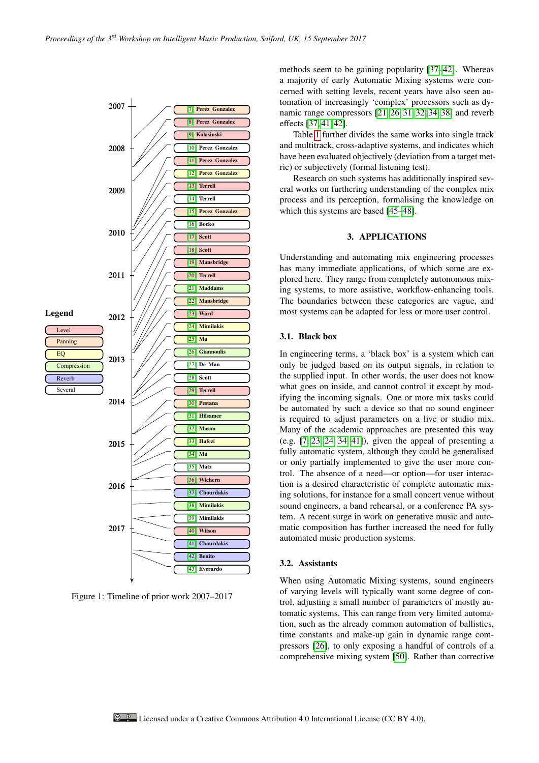Legend

- Level
- Panning
- EQ
- Compression
- Reverb
- Several

2007 · 2008 · 2009 · 2010 · 2011 · 2012 · 2013 · 2014 · 2015 · 2016 · 2017

[7] Perez Gonzalez
[8] Perez Gonzalez
[9] Kolasinski
[10] Perez Gonzalez
[11] Perez Gonzalez
[12] Perez Gonzalez
[13] Terrell
[14] Terrell
[15] Perez Gonzalez
[16] Bocko
[17] Scott
[18] Scott
[19] Mansbridge
[20] Terrell
[21] Maddams
[22] Mansbridge
[23] Ward
[24] Mimilakis
[25] Ma
[26] Giannoulis
[27] De Man
[28] Scott
[29] Terrell
[30] Pestana
[31] Hilsamer
[32] Mason
[33] Hafezi
[34] Ma
[35] Matz
[36] Wichern
[37] Chourdakis
[38] Mimilakis
[39] Mimilakis
[40] Wilson
[41] Chourdakis
[42] Benito
[43] Everardo

Figure 1: Timeline of prior work 2007–2017

methods seem to be gaining popularity [37–42]. Whereas a majority of early Automatic Mixing systems were concerned with setting levels, recent years have also seen automation of increasingly 'complex' processors such as dynamic range compressors [21, 26, 31, 32, 34, 38] and reverb effects [37, 41, 42].

Table 1 further divides the same works into single track and multitrack, cross-adaptive systems, and indicates which have been evaluated objectively (deviation from a target metric) or subjectively (formal listening test).

Research on such systems has additionally inspired several works on furthering understanding of the complex mix process and its perception, formalising the knowledge on which this systems are based [45–48].

## 3. APPLICATIONS

Understanding and automating mix engineering processes has many immediate applications, of which some are explored here. They range from completely autonomous mixing systems, to more assistive, workflow-enhancing tools. The boundaries between these categories are vague, and most systems can be adapted for less or more user control.

### 3.1. Black box

In engineering terms, a 'black box' is a system which can only be judged based on its output signals, in relation to the supplied input. In other words, the user does not know what goes on inside, and cannot control it except by modifying the incoming signals. One or more mix tasks could be automated by such a device so that no sound engineer is required to adjust parameters on a live or studio mix. Many of the academic approaches are presented this way (e.g. [7, 23, 24, 34, 41]), given the appeal of presenting a fully automatic system, although they could be generalised or only partially implemented to give the user more control. The absence of a need—or option—for user interaction is a desired characteristic of complete automatic mixing solutions, for instance for a small concert venue without sound engineers, a band rehearsal, or a conference PA system. A recent surge in work on generative music and automatic composition has further increased the need for fully automated music production systems.

### 3.2. Assistants

When using Automatic Mixing systems, sound engineers of varying levels will typically want some degree of control, adjusting a small number of parameters of mostly automatic systems. This can range from very limited automation, such as the already common automation of ballistics, time constants and make-up gain in dynamic range compressors [26], to only exposing a handful of controls of a comprehensive mixing system [50]. Rather than corrective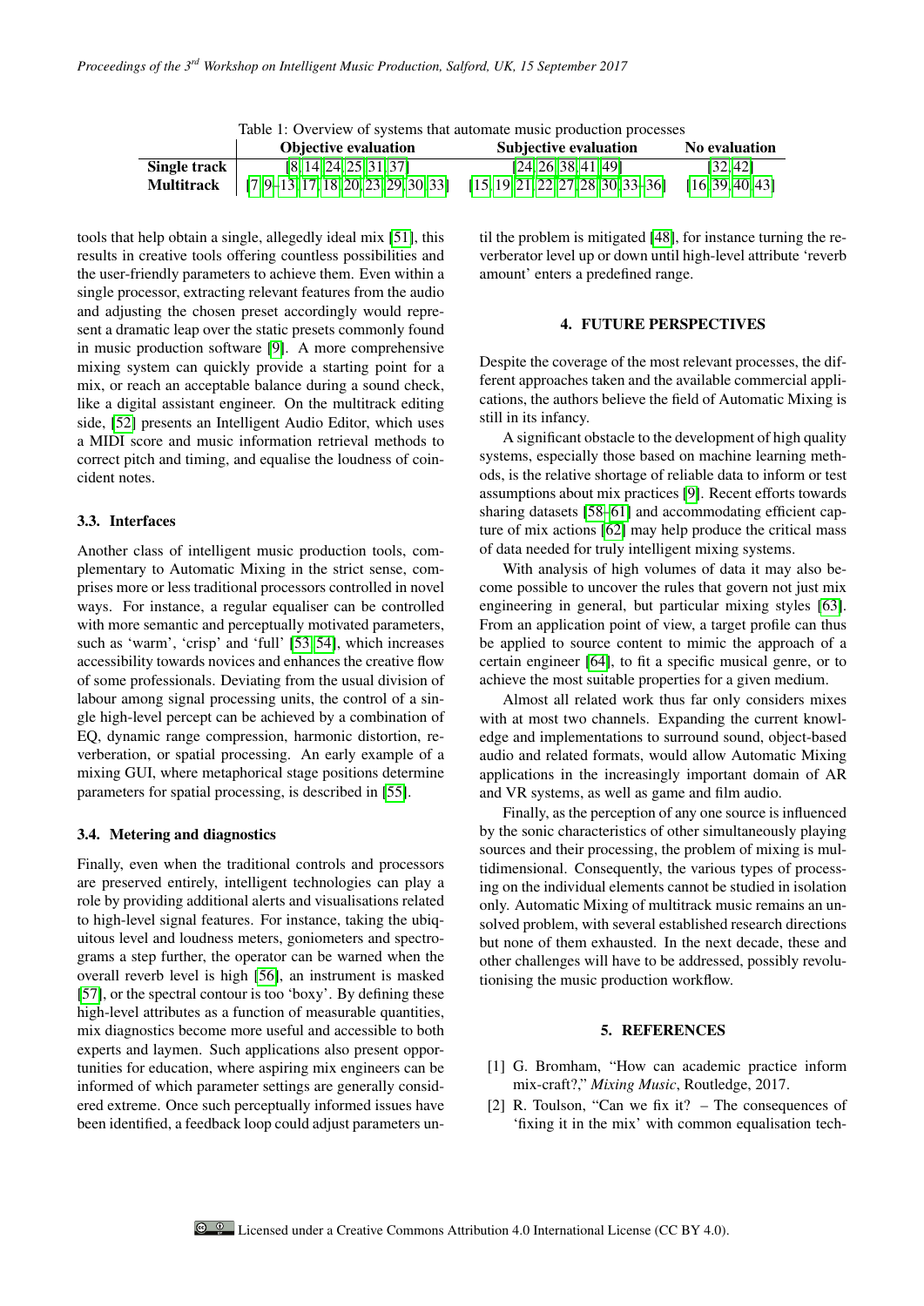Table 1: Overview of systems that automate music production processes

| | Objective evaluation | Subjective evaluation | No evaluation |
|---|---|---|---|
| **Single track** | [8, 14, 24, 25, 31, 37] | [24, 26, 38, 41, 49] | [32, 42] |
| **Multitrack** | [7, 9–13, 17, 18, 20, 23, 29, 30, 33] | [15, 19, 21, 22, 27, 28, 30, 33–36] | [16, 39, 40, 43] |

tools that help obtain a single, allegedly ideal mix [51], this results in creative tools offering countless possibilities and the user-friendly parameters to achieve them. Even within a single processor, extracting relevant features from the audio and adjusting the chosen preset accordingly would represent a dramatic leap over the static presets commonly found in music production software [9]. A more comprehensive mixing system can quickly provide a starting point for a mix, or reach an acceptable balance during a sound check, like a digital assistant engineer. On the multitrack editing side, [52] presents an Intelligent Audio Editor, which uses a MIDI score and music information retrieval methods to correct pitch and timing, and equalise the loudness of coincident notes.

### 3.3. Interfaces

Another class of intelligent music production tools, complementary to Automatic Mixing in the strict sense, comprises more or less traditional processors controlled in novel ways. For instance, a regular equaliser can be controlled with more semantic and perceptually motivated parameters, such as 'warm', 'crisp' and 'full' [53, 54], which increases accessibility towards novices and enhances the creative flow of some professionals. Deviating from the usual division of labour among signal processing units, the control of a single high-level percept can be achieved by a combination of EQ, dynamic range compression, harmonic distortion, reverberation, or spatial processing. An early example of a mixing GUI, where metaphorical stage positions determine parameters for spatial processing, is described in [55].

### 3.4. Metering and diagnostics

Finally, even when the traditional controls and processors are preserved entirely, intelligent technologies can play a role by providing additional alerts and visualisations related to high-level signal features. For instance, taking the ubiquitous level and loudness meters, goniometers and spectrograms a step further, the operator can be warned when the overall reverb level is high [56], an instrument is masked [57], or the spectral contour is too 'boxy'. By defining these high-level attributes as a function of measurable quantities, mix diagnostics become more useful and accessible to both experts and laymen. Such applications also present opportunities for education, where aspiring mix engineers can be informed of which parameter settings are generally considered extreme. Once such perceptually informed issues have been identified, a feedback loop could adjust parameters until the problem is mitigated [48], for instance turning the reverberator level up or down until high-level attribute 'reverb amount' enters a predefined range.

## 4. FUTURE PERSPECTIVES

Despite the coverage of the most relevant processes, the different approaches taken and the available commercial applications, the authors believe the field of Automatic Mixing is still in its infancy.

A significant obstacle to the development of high quality systems, especially those based on machine learning methods, is the relative shortage of reliable data to inform or test assumptions about mix practices [9]. Recent efforts towards sharing datasets [58–61] and accommodating efficient capture of mix actions [62] may help produce the critical mass of data needed for truly intelligent mixing systems.

With analysis of high volumes of data it may also become possible to uncover the rules that govern not just mix engineering in general, but particular mixing styles [63]. From an application point of view, a target profile can thus be applied to source content to mimic the approach of a certain engineer [64], to fit a specific musical genre, or to achieve the most suitable properties for a given medium.

Almost all related work thus far only considers mixes with at most two channels. Expanding the current knowledge and implementations to surround sound, object-based audio and related formats, would allow Automatic Mixing applications in the increasingly important domain of AR and VR systems, as well as game and film audio.

Finally, as the perception of any one source is influenced by the sonic characteristics of other simultaneously playing sources and their processing, the problem of mixing is multidimensional. Consequently, the various types of processing on the individual elements cannot be studied in isolation only. Automatic Mixing of multitrack music remains an unsolved problem, with several established research directions but none of them exhausted. In the next decade, these and other challenges will have to be addressed, possibly revolutionising the music production workflow.

## 5. REFERENCES

[1] G. Bromham, "How can academic practice inform mix-craft?," *Mixing Music*, Routledge, 2017.

[2] R. Toulson, "Can we fix it? – The consequences of 'fixing it in the mix' with common equalisation tech-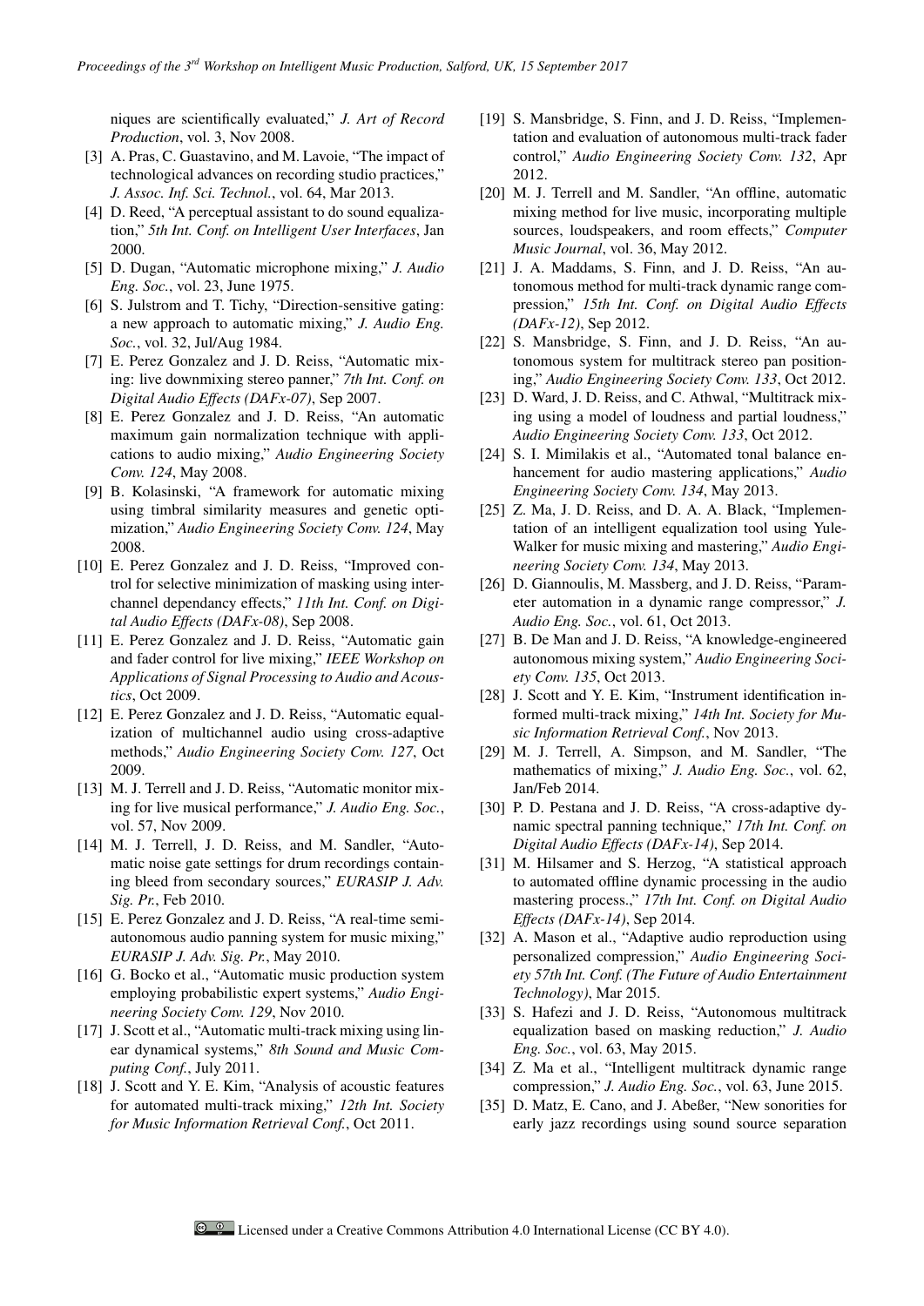niques are scientifically evaluated," *J. Art of Record Production*, vol. 3, Nov 2008.

[3] A. Pras, C. Guastavino, and M. Lavoie, "The impact of technological advances on recording studio practices," *J. Assoc. Inf. Sci. Technol.*, vol. 64, Mar 2013.

[4] D. Reed, "A perceptual assistant to do sound equalization," *5th Int. Conf. on Intelligent User Interfaces*, Jan 2000.

[5] D. Dugan, "Automatic microphone mixing," *J. Audio Eng. Soc.*, vol. 23, June 1975.

[6] S. Julstrom and T. Tichy, "Direction-sensitive gating: a new approach to automatic mixing," *J. Audio Eng. Soc.*, vol. 32, Jul/Aug 1984.

[7] E. Perez Gonzalez and J. D. Reiss, "Automatic mixing: live downmixing stereo panner," *7th Int. Conf. on Digital Audio Effects (DAFx-07)*, Sep 2007.

[8] E. Perez Gonzalez and J. D. Reiss, "An automatic maximum gain normalization technique with applications to audio mixing," *Audio Engineering Society Conv. 124*, May 2008.

[9] B. Kolasinski, "A framework for automatic mixing using timbral similarity measures and genetic optimization," *Audio Engineering Society Conv. 124*, May 2008.

[10] E. Perez Gonzalez and J. D. Reiss, "Improved control for selective minimization of masking using interchannel dependancy effects," *11th Int. Conf. on Digital Audio Effects (DAFx-08)*, Sep 2008.

[11] E. Perez Gonzalez and J. D. Reiss, "Automatic gain and fader control for live mixing," *IEEE Workshop on Applications of Signal Processing to Audio and Acoustics*, Oct 2009.

[12] E. Perez Gonzalez and J. D. Reiss, "Automatic equalization of multichannel audio using cross-adaptive methods," *Audio Engineering Society Conv. 127*, Oct 2009.

[13] M. J. Terrell and J. D. Reiss, "Automatic monitor mixing for live musical performance," *J. Audio Eng. Soc.*, vol. 57, Nov 2009.

[14] M. J. Terrell, J. D. Reiss, and M. Sandler, "Automatic noise gate settings for drum recordings containing bleed from secondary sources," *EURASIP J. Adv. Sig. Pr.*, Feb 2010.

[15] E. Perez Gonzalez and J. D. Reiss, "A real-time semiautonomous audio panning system for music mixing," *EURASIP J. Adv. Sig. Pr.*, May 2010.

[16] G. Bocko et al., "Automatic music production system employing probabilistic expert systems," *Audio Engineering Society Conv. 129*, Nov 2010.

[17] J. Scott et al., "Automatic multi-track mixing using linear dynamical systems," *8th Sound and Music Computing Conf.*, July 2011.

[18] J. Scott and Y. E. Kim, "Analysis of acoustic features for automated multi-track mixing," *12th Int. Society for Music Information Retrieval Conf.*, Oct 2011.

[19] S. Mansbridge, S. Finn, and J. D. Reiss, "Implementation and evaluation of autonomous multi-track fader control," *Audio Engineering Society Conv. 132*, Apr 2012.

[20] M. J. Terrell and M. Sandler, "An offline, automatic mixing method for live music, incorporating multiple sources, loudspeakers, and room effects," *Computer Music Journal*, vol. 36, May 2012.

[21] J. A. Maddams, S. Finn, and J. D. Reiss, "An autonomous method for multi-track dynamic range compression," *15th Int. Conf. on Digital Audio Effects (DAFx-12)*, Sep 2012.

[22] S. Mansbridge, S. Finn, and J. D. Reiss, "An autonomous system for multitrack stereo pan positioning," *Audio Engineering Society Conv. 133*, Oct 2012.

[23] D. Ward, J. D. Reiss, and C. Athwal, "Multitrack mixing using a model of loudness and partial loudness," *Audio Engineering Society Conv. 133*, Oct 2012.

[24] S. I. Mimilakis et al., "Automated tonal balance enhancement for audio mastering applications," *Audio Engineering Society Conv. 134*, May 2013.

[25] Z. Ma, J. D. Reiss, and D. A. A. Black, "Implementation of an intelligent equalization tool using Yule-Walker for music mixing and mastering," *Audio Engineering Society Conv. 134*, May 2013.

[26] D. Giannoulis, M. Massberg, and J. D. Reiss, "Parameter automation in a dynamic range compressor," *J. Audio Eng. Soc.*, vol. 61, Oct 2013.

[27] B. De Man and J. D. Reiss, "A knowledge-engineered autonomous mixing system," *Audio Engineering Society Conv. 135*, Oct 2013.

[28] J. Scott and Y. E. Kim, "Instrument identification informed multi-track mixing," *14th Int. Society for Music Information Retrieval Conf.*, Nov 2013.

[29] M. J. Terrell, A. Simpson, and M. Sandler, "The mathematics of mixing," *J. Audio Eng. Soc.*, vol. 62, Jan/Feb 2014.

[30] P. D. Pestana and J. D. Reiss, "A cross-adaptive dynamic spectral panning technique," *17th Int. Conf. on Digital Audio Effects (DAFx-14)*, Sep 2014.

[31] M. Hilsamer and S. Herzog, "A statistical approach to automated offline dynamic processing in the audio mastering process.," *17th Int. Conf. on Digital Audio Effects (DAFx-14)*, Sep 2014.

[32] A. Mason et al., "Adaptive audio reproduction using personalized compression," *Audio Engineering Society 57th Int. Conf. (The Future of Audio Entertainment Technology)*, Mar 2015.

[33] S. Hafezi and J. D. Reiss, "Autonomous multitrack equalization based on masking reduction," *J. Audio Eng. Soc.*, vol. 63, May 2015.

[34] Z. Ma et al., "Intelligent multitrack dynamic range compression," *J. Audio Eng. Soc.*, vol. 63, June 2015.

[35] D. Matz, E. Cano, and J. Abeßer, "New sonorities for early jazz recordings using sound source separation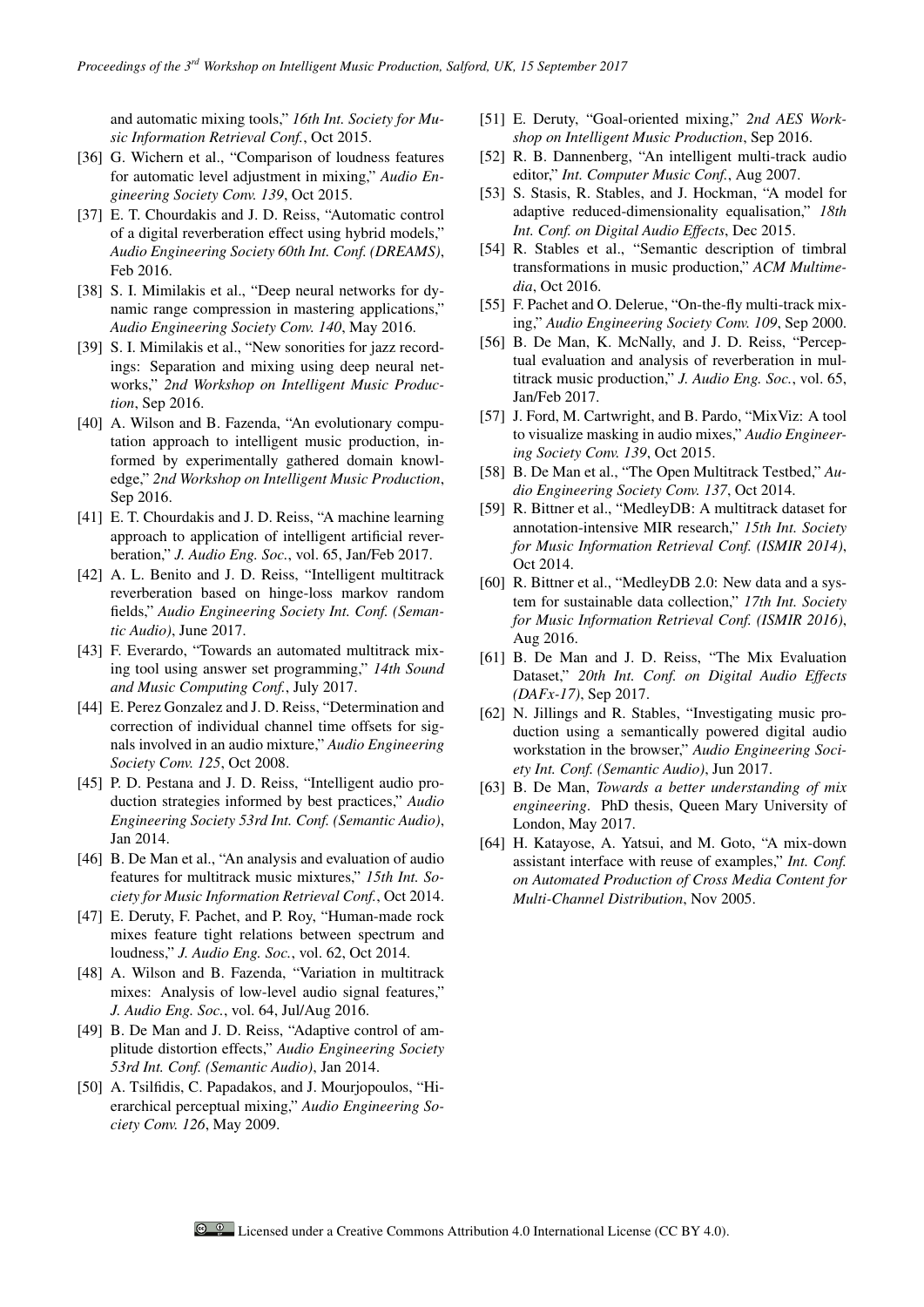and automatic mixing tools," *16th Int. Society for Music Information Retrieval Conf.*, Oct 2015.

[36] G. Wichern et al., "Comparison of loudness features for automatic level adjustment in mixing," *Audio Engineering Society Conv. 139*, Oct 2015.

[37] E. T. Chourdakis and J. D. Reiss, "Automatic control of a digital reverberation effect using hybrid models," *Audio Engineering Society 60th Int. Conf. (DREAMS)*, Feb 2016.

[38] S. I. Mimilakis et al., "Deep neural networks for dynamic range compression in mastering applications," *Audio Engineering Society Conv. 140*, May 2016.

[39] S. I. Mimilakis et al., "New sonorities for jazz recordings: Separation and mixing using deep neural networks," *2nd Workshop on Intelligent Music Production*, Sep 2016.

[40] A. Wilson and B. Fazenda, "An evolutionary computation approach to intelligent music production, informed by experimentally gathered domain knowledge," *2nd Workshop on Intelligent Music Production*, Sep 2016.

[41] E. T. Chourdakis and J. D. Reiss, "A machine learning approach to application of intelligent artificial reverberation," *J. Audio Eng. Soc.*, vol. 65, Jan/Feb 2017.

[42] A. L. Benito and J. D. Reiss, "Intelligent multitrack reverberation based on hinge-loss markov random fields," *Audio Engineering Society Int. Conf. (Semantic Audio)*, June 2017.

[43] F. Everardo, "Towards an automated multitrack mixing tool using answer set programming," *14th Sound and Music Computing Conf.*, July 2017.

[44] E. Perez Gonzalez and J. D. Reiss, "Determination and correction of individual channel time offsets for signals involved in an audio mixture," *Audio Engineering Society Conv. 125*, Oct 2008.

[45] P. D. Pestana and J. D. Reiss, "Intelligent audio production strategies informed by best practices," *Audio Engineering Society 53rd Int. Conf. (Semantic Audio)*, Jan 2014.

[46] B. De Man et al., "An analysis and evaluation of audio features for multitrack music mixtures," *15th Int. Society for Music Information Retrieval Conf.*, Oct 2014.

[47] E. Deruty, F. Pachet, and P. Roy, "Human-made rock mixes feature tight relations between spectrum and loudness," *J. Audio Eng. Soc.*, vol. 62, Oct 2014.

[48] A. Wilson and B. Fazenda, "Variation in multitrack mixes: Analysis of low-level audio signal features," *J. Audio Eng. Soc.*, vol. 64, Jul/Aug 2016.

[49] B. De Man and J. D. Reiss, "Adaptive control of amplitude distortion effects," *Audio Engineering Society 53rd Int. Conf. (Semantic Audio)*, Jan 2014.

[50] A. Tsilfidis, C. Papadakos, and J. Mourjopoulos, "Hierarchical perceptual mixing," *Audio Engineering Society Conv. 126*, May 2009.

[51] E. Deruty, "Goal-oriented mixing," *2nd AES Workshop on Intelligent Music Production*, Sep 2016.

[52] R. B. Dannenberg, "An intelligent multi-track audio editor," *Int. Computer Music Conf.*, Aug 2007.

[53] S. Stasis, R. Stables, and J. Hockman, "A model for adaptive reduced-dimensionality equalisation," *18th Int. Conf. on Digital Audio Effects*, Dec 2015.

[54] R. Stables et al., "Semantic description of timbral transformations in music production," *ACM Multimedia*, Oct 2016.

[55] F. Pachet and O. Delerue, "On-the-fly multi-track mixing," *Audio Engineering Society Conv. 109*, Sep 2000.

[56] B. De Man, K. McNally, and J. D. Reiss, "Perceptual evaluation and analysis of reverberation in multitrack music production," *J. Audio Eng. Soc.*, vol. 65, Jan/Feb 2017.

[57] J. Ford, M. Cartwright, and B. Pardo, "MixViz: A tool to visualize masking in audio mixes," *Audio Engineering Society Conv. 139*, Oct 2015.

[58] B. De Man et al., "The Open Multitrack Testbed," *Audio Engineering Society Conv. 137*, Oct 2014.

[59] R. Bittner et al., "MedleyDB: A multitrack dataset for annotation-intensive MIR research," *15th Int. Society for Music Information Retrieval Conf. (ISMIR 2014)*, Oct 2014.

[60] R. Bittner et al., "MedleyDB 2.0: New data and a system for sustainable data collection," *17th Int. Society for Music Information Retrieval Conf. (ISMIR 2016)*, Aug 2016.

[61] B. De Man and J. D. Reiss, "The Mix Evaluation Dataset," *20th Int. Conf. on Digital Audio Effects (DAFx-17)*, Sep 2017.

[62] N. Jillings and R. Stables, "Investigating music production using a semantically powered digital audio workstation in the browser," *Audio Engineering Society Int. Conf. (Semantic Audio)*, Jun 2017.

[63] B. De Man, *Towards a better understanding of mix engineering*. PhD thesis, Queen Mary University of London, May 2017.

[64] H. Katayose, A. Yatsui, and M. Goto, "A mix-down assistant interface with reuse of examples," *Int. Conf. on Automated Production of Cross Media Content for Multi-Channel Distribution*, Nov 2005.